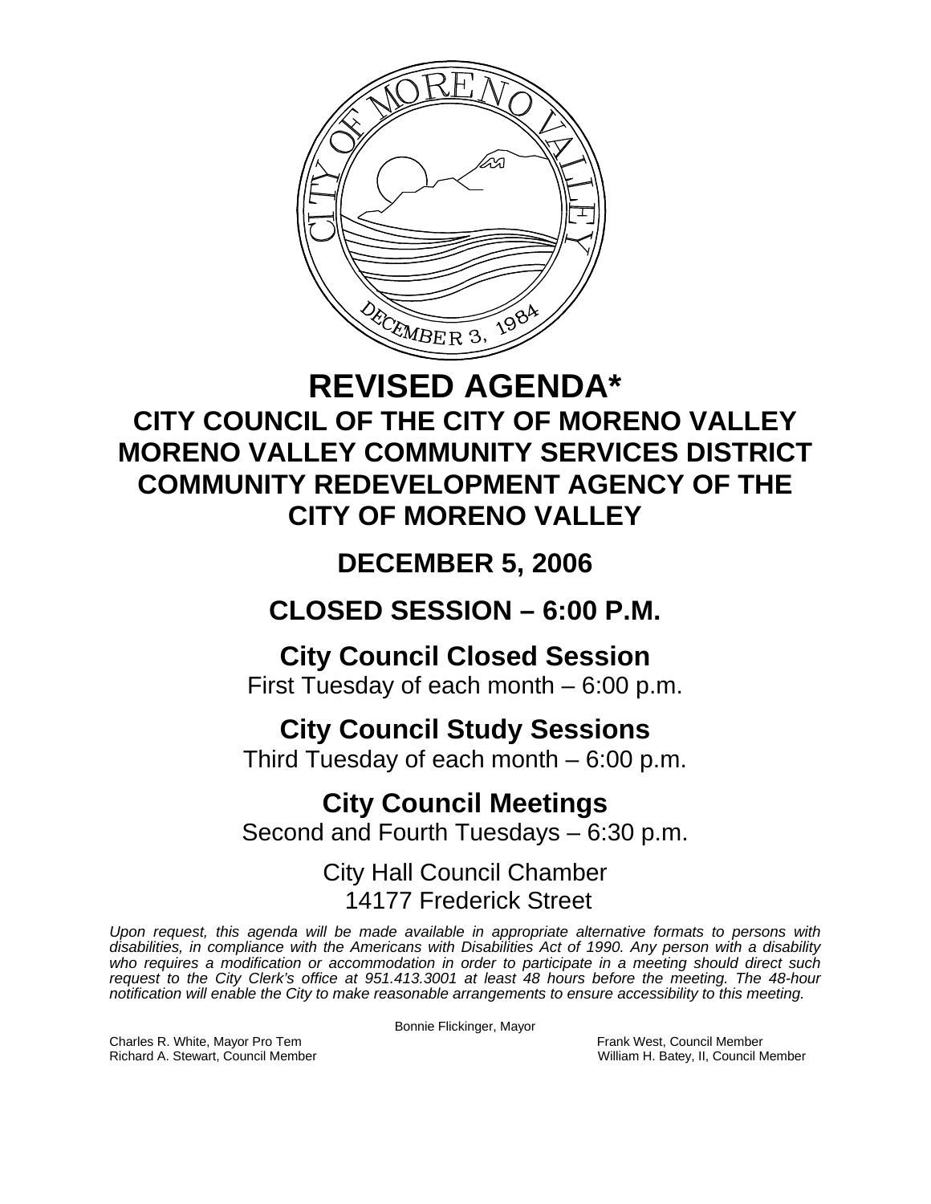# REVISED AGENDA*

## CITY COUNCIL OF THE CITY OF MORENO VALLEY
## MORENO VALLEY COMMUNITY SERVICES DISTRICT
## COMMUNITY REDEVELOPMENT AGENCY OF THE CITY OF MORENO VALLEY

## DECEMBER 5, 2006

## CLOSED SESSION – 6:00 P.M.

### City Council Closed Session
First Tuesday of each month – 6:00 p.m.

### City Council Study Sessions
Third Tuesday of each month – 6:00 p.m.

### City Council Meetings
Second and Fourth Tuesdays – 6:30 p.m.

City Hall Council Chamber
14177 Frederick Street

*Upon request, this agenda will be made available in appropriate alternative formats to persons with disabilities, in compliance with the Americans with Disabilities Act of 1990. Any person with a disability who requires a modification or accommodation in order to participate in a meeting should direct such request to the City Clerk's office at 951.413.3001 at least 48 hours before the meeting. The 48-hour notification will enable the City to make reasonable arrangements to ensure accessibility to this meeting.*

Bonnie Flickinger, Mayor

Charles R. White, Mayor Pro Tem
Frank West, Council Member
Richard A. Stewart, Council Member
William H. Batey, II, Council Member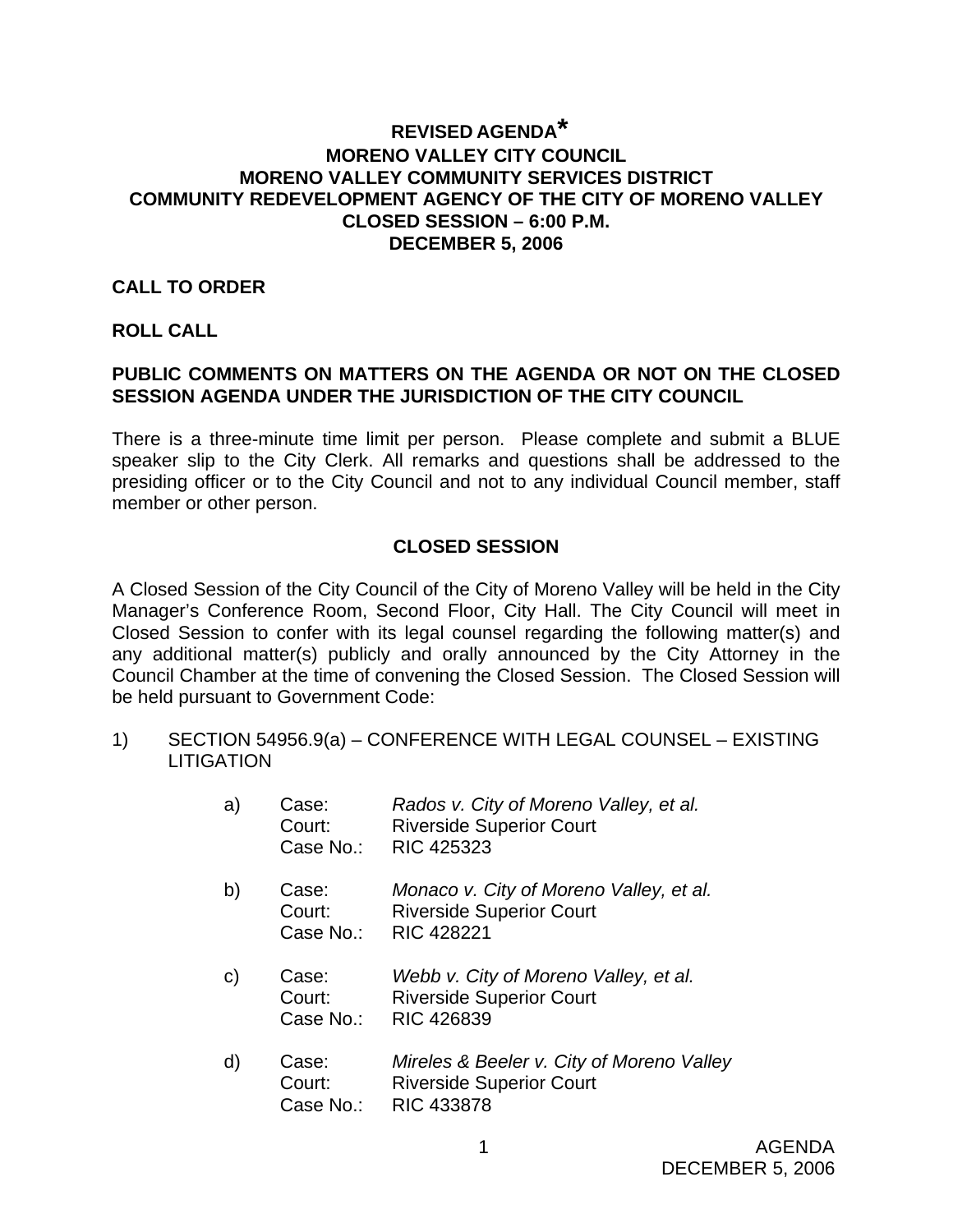# REVISED AGENDA*
# MORENO VALLEY CITY COUNCIL
# MORENO VALLEY COMMUNITY SERVICES DISTRICT
# COMMUNITY REDEVELOPMENT AGENCY OF THE CITY OF MORENO VALLEY
# CLOSED SESSION – 6:00 P.M.
# DECEMBER 5, 2006

**CALL TO ORDER**

**ROLL CALL**

**PUBLIC COMMENTS ON MATTERS ON THE AGENDA OR NOT ON THE CLOSED SESSION AGENDA UNDER THE JURISDICTION OF THE CITY COUNCIL**

There is a three-minute time limit per person. Please complete and submit a BLUE speaker slip to the City Clerk. All remarks and questions shall be addressed to the presiding officer or to the City Council and not to any individual Council member, staff member or other person.

## CLOSED SESSION

A Closed Session of the City Council of the City of Moreno Valley will be held in the City Manager's Conference Room, Second Floor, City Hall. The City Council will meet in Closed Session to confer with its legal counsel regarding the following matter(s) and any additional matter(s) publicly and orally announced by the City Attorney in the Council Chamber at the time of convening the Closed Session. The Closed Session will be held pursuant to Government Code:

1) SECTION 54956.9(a) – CONFERENCE WITH LEGAL COUNSEL – EXISTING LITIGATION

   a) Case: *Rados v. City of Moreno Valley, et al.*
      Court: Riverside Superior Court
      Case No.: RIC 425323

   b) Case: *Monaco v. City of Moreno Valley, et al.*
      Court: Riverside Superior Court
      Case No.: RIC 428221

   c) Case: *Webb v. City of Moreno Valley, et al.*
      Court: Riverside Superior Court
      Case No.: RIC 426839

   d) Case: *Mireles & Beeler v. City of Moreno Valley*
      Court: Riverside Superior Court
      Case No.: RIC 433878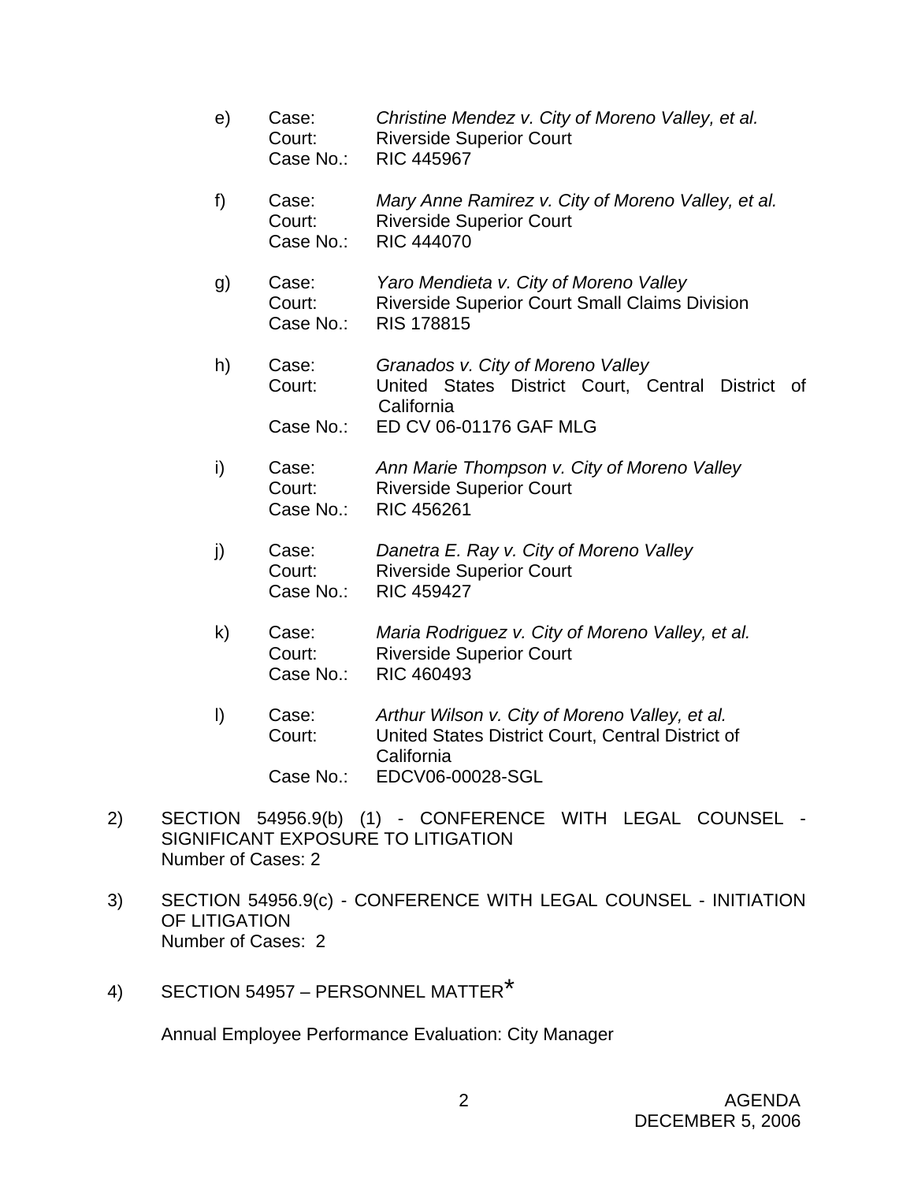e) Case: *Christine Mendez v. City of Moreno Valley, et al.*
Court: Riverside Superior Court
Case No.: RIC 445967

f) Case: *Mary Anne Ramirez v. City of Moreno Valley, et al.*
Court: Riverside Superior Court
Case No.: RIC 444070

g) Case: *Yaro Mendieta v. City of Moreno Valley*
Court: Riverside Superior Court Small Claims Division
Case No.: RIS 178815

h) Case: *Granados v. City of Moreno Valley*
Court: United States District Court, Central District of California
Case No.: ED CV 06-01176 GAF MLG

i) Case: *Ann Marie Thompson v. City of Moreno Valley*
Court: Riverside Superior Court
Case No.: RIC 456261

j) Case: *Danetra E. Ray v. City of Moreno Valley*
Court: Riverside Superior Court
Case No.: RIC 459427

k) Case: *Maria Rodriguez v. City of Moreno Valley, et al.*
Court: Riverside Superior Court
Case No.: RIC 460493

l) Case: *Arthur Wilson v. City of Moreno Valley, et al.*
Court: United States District Court, Central District of California
Case No.: EDCV06-00028-SGL

2) SECTION 54956.9(b) (1) - CONFERENCE WITH LEGAL COUNSEL - SIGNIFICANT EXPOSURE TO LITIGATION
Number of Cases: 2

3) SECTION 54956.9(c) - CONFERENCE WITH LEGAL COUNSEL - INITIATION OF LITIGATION
Number of Cases: 2

4) SECTION 54957 – PERSONNEL MATTER*

Annual Employee Performance Evaluation: City Manager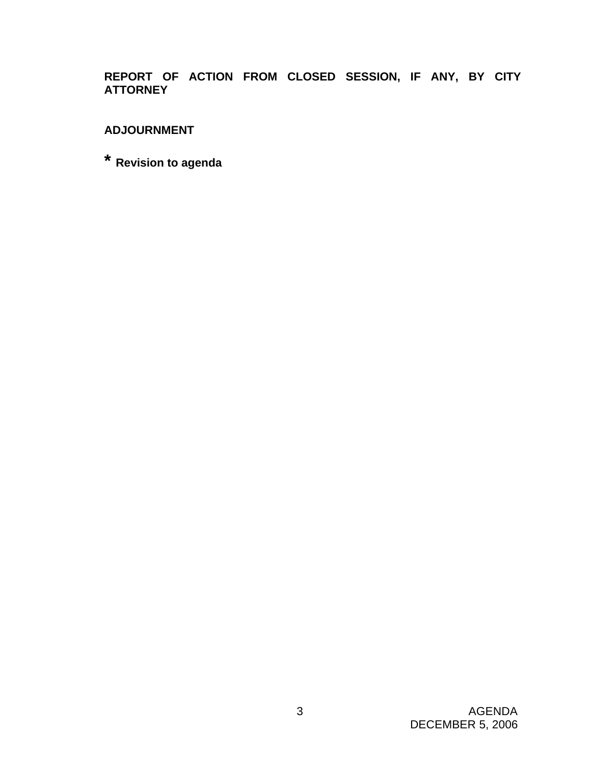**REPORT OF ACTION FROM CLOSED SESSION, IF ANY, BY CITY ATTORNEY**

**ADJOURNMENT**

**\* Revision to agenda**